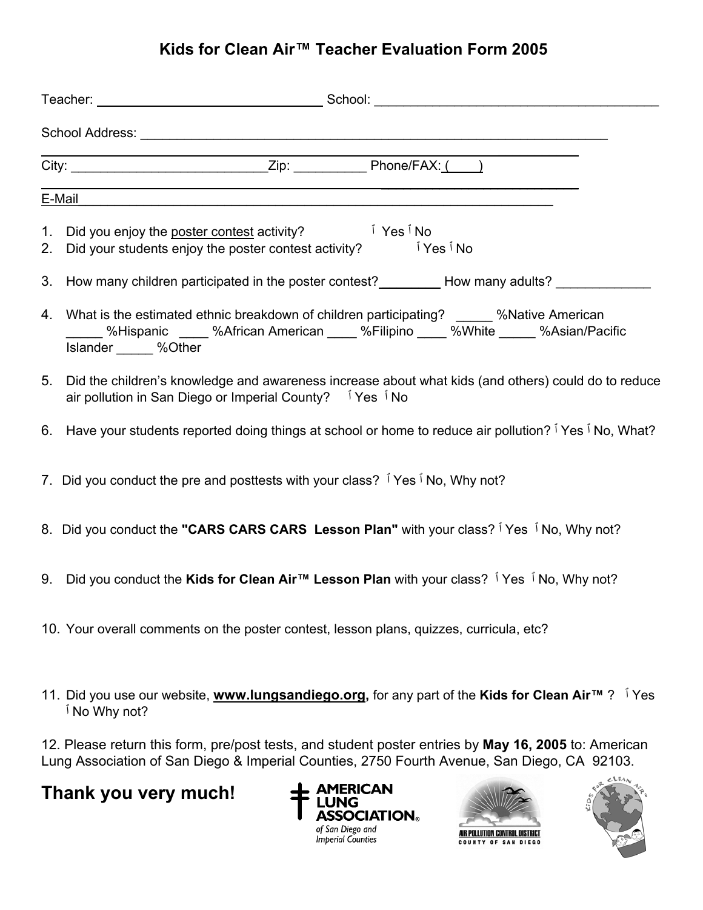# Kids for Clean Air™ Teacher Evaluation Form 2005

Teacher: ________________________________ School: ________________________________________

School Address: ____________________________________________________________________

City: ___________________________Zip: __________ Phone/FAX: (____)

E-Mail_____________________________________________________________________

1. Did you enjoy the poster contest activity? ☐ Yes ☐ No
2. Did your students enjoy the poster contest activity? ☐ Yes ☐ No
3. How many children participated in the poster contest?________ How many adults? _____________
4. What is the estimated ethnic breakdown of children participating? _____ %Native American _____ %Hispanic ____ %African American ____ %Filipino ____ %White _____ %Asian/Pacific Islander _____ %Other
5. Did the children's knowledge and awareness increase about what kids (and others) could do to reduce air pollution in San Diego or Imperial County? ☐ Yes ☐ No
6. Have your students reported doing things at school or home to reduce air pollution? ☐ Yes ☐ No, What?
7. Did you conduct the pre and posttests with your class? ☐ Yes ☐ No, Why not?
8. Did you conduct the **"CARS CARS CARS Lesson Plan"** with your class? ☐ Yes ☐ No, Why not?
9. Did you conduct the **Kids for Clean Air™ Lesson Plan** with your class? ☐ Yes ☐ No, Why not?
10. Your overall comments on the poster contest, lesson plans, quizzes, curricula, etc?
11. Did you use our website, **www.lungsandiego.org,** for any part of the **Kids for Clean Air™** ? ☐ Yes ☐ No Why not?
12. Please return this form, pre/post tests, and student poster entries by **May 16, 2005** to: American Lung Association of San Diego & Imperial Counties, 2750 Fourth Avenue, San Diego, CA 92103.

## Thank you very much!

AMERICAN LUNG ASSOCIATION® of San Diego and Imperial Counties

AIR POLLUTION CONTROL DISTRICT COUNTY OF SAN DIEGO

KIDS FOR CLEAN AIR™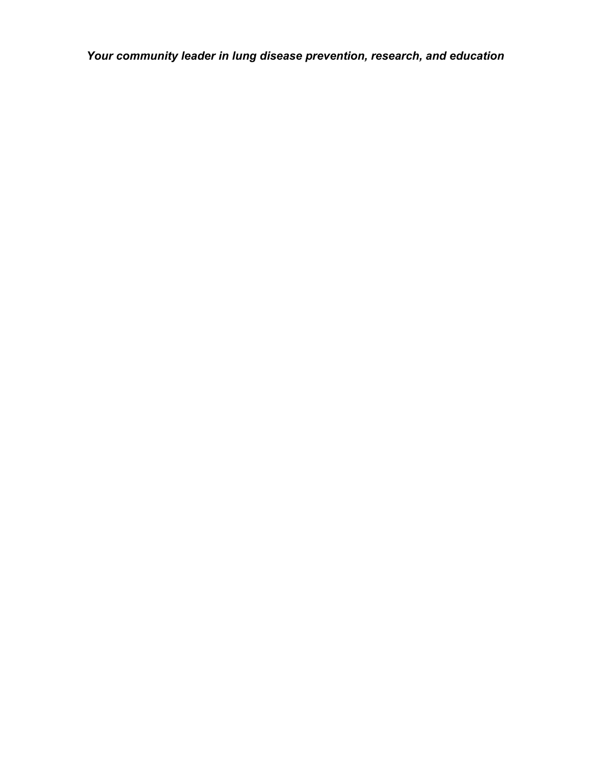***Your community leader in lung disease prevention, research, and education***